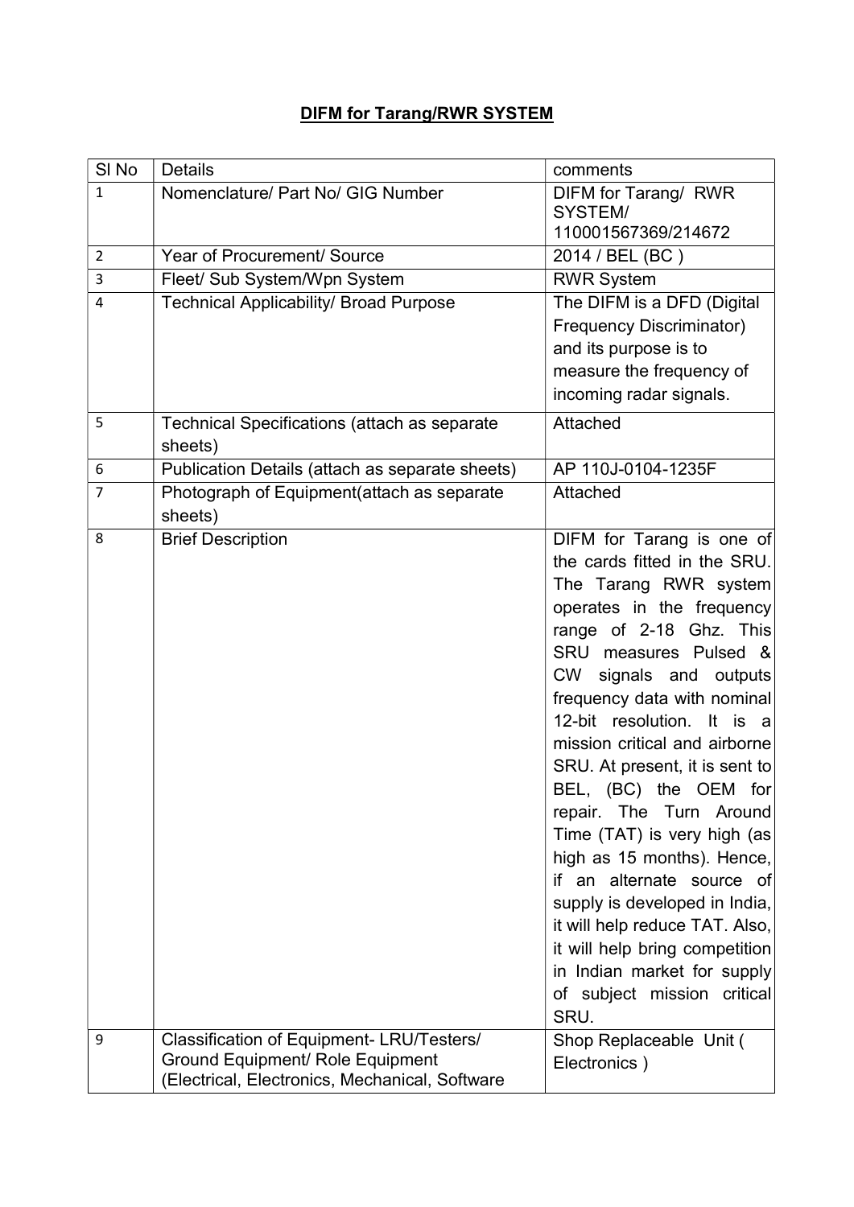# DIFM for Tarang/RWR SYSTEM

| Sl No | Details | comments |
|---|---|---|
| 1 | Nomenclature/ Part No/ GIG Number | DIFM for Tarang/ RWR SYSTEM/ 110001567369/214672 |
| 2 | Year of Procurement/ Source | 2014 / BEL (BC ) |
| 3 | Fleet/ Sub System/Wpn System | RWR System |
| 4 | Technical Applicability/ Broad Purpose | The DIFM is a DFD (Digital Frequency Discriminator) and its purpose is to measure the frequency of incoming radar signals. |
| 5 | Technical Specifications (attach as separate sheets) | Attached |
| 6 | Publication Details (attach as separate sheets) | AP 110J-0104-1235F |
| 7 | Photograph of Equipment(attach as separate sheets) | Attached |
| 8 | Brief Description | DIFM for Tarang is one of the cards fitted in the SRU. The Tarang RWR system operates in the frequency range of 2-18 Ghz. This SRU measures Pulsed & CW signals and outputs frequency data with nominal 12-bit resolution. It is a mission critical and airborne SRU. At present, it is sent to BEL, (BC) the OEM for repair. The Turn Around Time (TAT) is very high (as high as 15 months). Hence, if an alternate source of supply is developed in India, it will help reduce TAT. Also, it will help bring competition in Indian market for supply of subject mission critical SRU. |
| 9 | Classification of Equipment- LRU/Testers/ Ground Equipment/ Role Equipment (Electrical, Electronics, Mechanical, Software | Shop Replaceable Unit ( Electronics ) |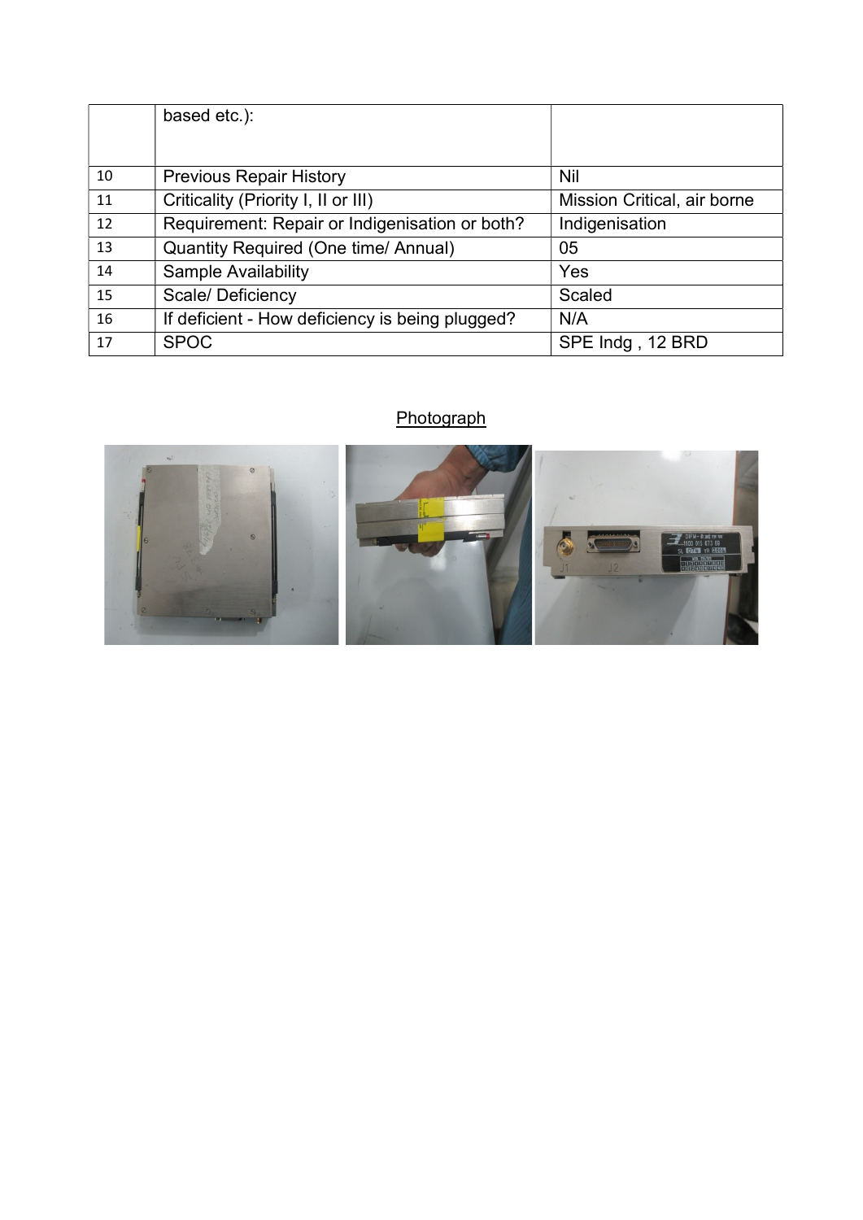| | | |
|---|---|---|
| | based etc.): | |
| 10 | Previous Repair History | Nil |
| 11 | Criticality (Priority I, II or III) | Mission Critical, air borne |
| 12 | Requirement: Repair or Indigenisation or both? | Indigenisation |
| 13 | Quantity Required (One time/ Annual) | 05 |
| 14 | Sample Availability | Yes |
| 15 | Scale/ Deficiency | Scaled |
| 16 | If deficient - How deficiency is being plugged? | N/A |
| 17 | SPOC | SPE Indg , 12 BRD |

Photograph